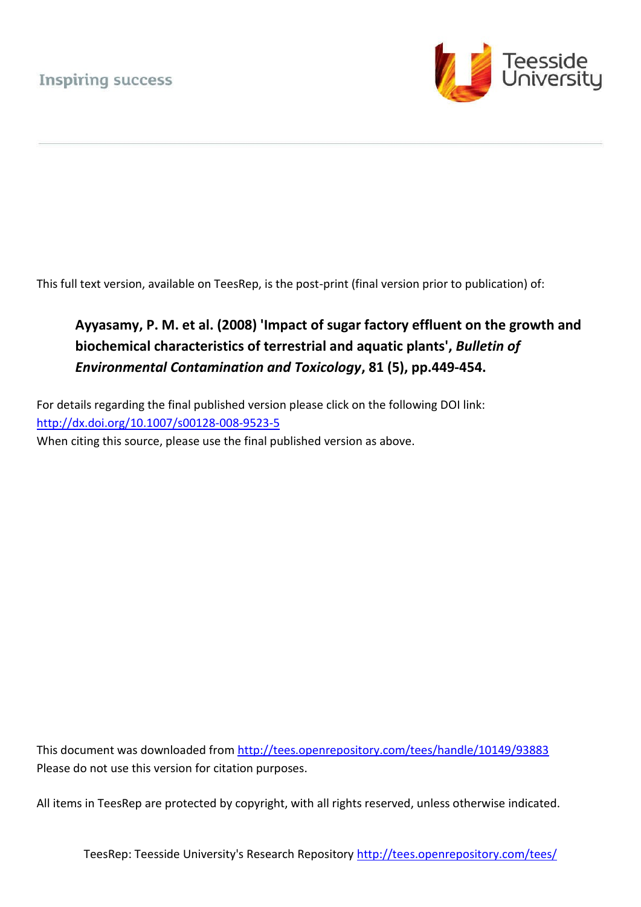Inspiring success

Teesside University

This full text version, available on TeesRep, is the post-print (final version prior to publication) of:

**Ayyasamy, P. M. et al. (2008) 'Impact of sugar factory effluent on the growth and biochemical characteristics of terrestrial and aquatic plants', *Bulletin of Environmental Contamination and Toxicology*, 81 (5), pp.449-454.**

For details regarding the final published version please click on the following DOI link:
http://dx.doi.org/10.1007/s00128-008-9523-5
When citing this source, please use the final published version as above.

This document was downloaded from http://tees.openrepository.com/tees/handle/10149/93883
Please do not use this version for citation purposes.

All items in TeesRep are protected by copyright, with all rights reserved, unless otherwise indicated.

TeesRep: Teesside University's Research Repository http://tees.openrepository.com/tees/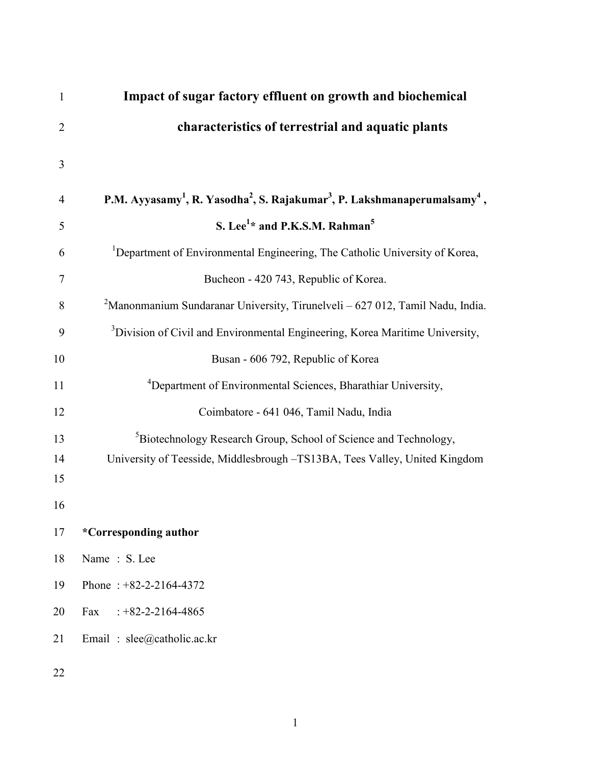# Impact of sugar factory effluent on growth and biochemical characteristics of terrestrial and aquatic plants

**P.M. Ayyasamy[1], R. Yasodha[2], S. Rajakumar[3], P. Lakshmanaperumalsamy[4], S. Lee[1]* and P.K.S.M. Rahman[5]**

[1]Department of Environmental Engineering, The Catholic University of Korea, Bucheon - 420 743, Republic of Korea.

[2]Manonmanium Sundaranar University, Tirunelveli – 627 012, Tamil Nadu, India.

[3]Division of Civil and Environmental Engineering, Korea Maritime University, Busan - 606 792, Republic of Korea

[4]Department of Environmental Sciences, Bharathiar University, Coimbatore - 641 046, Tamil Nadu, India

[5]Biotechnology Research Group, School of Science and Technology, University of Teesside, Middlesbrough –TS13BA, Tees Valley, United Kingdom

**\*Corresponding author**

Name : S. Lee

Phone : +82-2-2164-4372

Fax : +82-2-2164-4865

Email : slee@catholic.ac.kr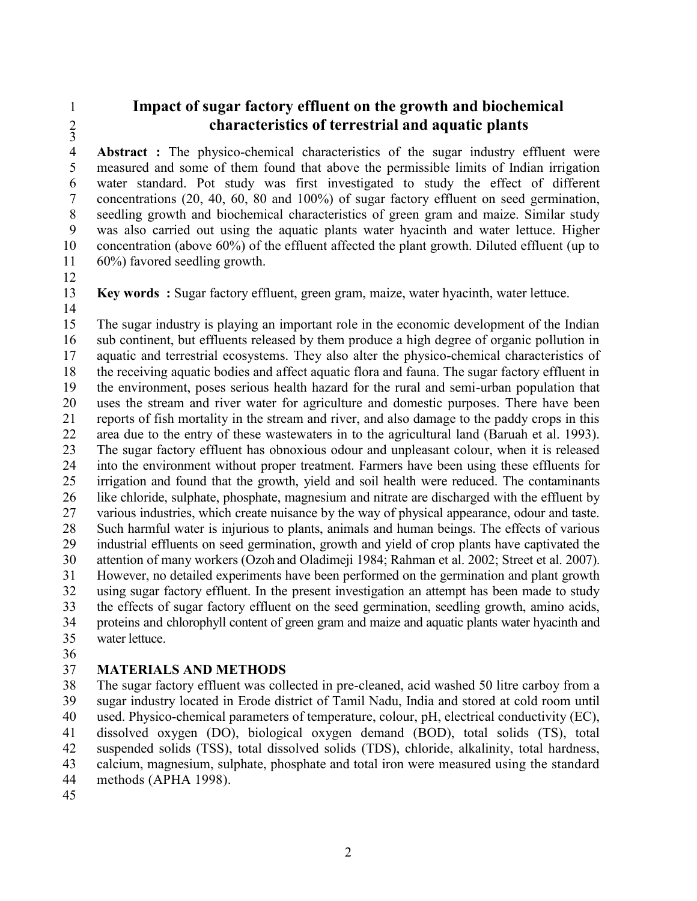# Impact of sugar factory effluent on the growth and biochemical characteristics of terrestrial and aquatic plants

**Abstract :** The physico-chemical characteristics of the sugar industry effluent were measured and some of them found that above the permissible limits of Indian irrigation water standard. Pot study was first investigated to study the effect of different concentrations (20, 40, 60, 80 and 100%) of sugar factory effluent on seed germination, seedling growth and biochemical characteristics of green gram and maize. Similar study was also carried out using the aquatic plants water hyacinth and water lettuce. Higher concentration (above 60%) of the effluent affected the plant growth. Diluted effluent (up to 60%) favored seedling growth.

**Key words :** Sugar factory effluent, green gram, maize, water hyacinth, water lettuce.

The sugar industry is playing an important role in the economic development of the Indian sub continent, but effluents released by them produce a high degree of organic pollution in aquatic and terrestrial ecosystems. They also alter the physico-chemical characteristics of the receiving aquatic bodies and affect aquatic flora and fauna. The sugar factory effluent in the environment, poses serious health hazard for the rural and semi-urban population that uses the stream and river water for agriculture and domestic purposes. There have been reports of fish mortality in the stream and river, and also damage to the paddy crops in this area due to the entry of these wastewaters in to the agricultural land (Baruah et al. 1993). The sugar factory effluent has obnoxious odour and unpleasant colour, when it is released into the environment without proper treatment. Farmers have been using these effluents for irrigation and found that the growth, yield and soil health were reduced. The contaminants like chloride, sulphate, phosphate, magnesium and nitrate are discharged with the effluent by various industries, which create nuisance by the way of physical appearance, odour and taste. Such harmful water is injurious to plants, animals and human beings. The effects of various industrial effluents on seed germination, growth and yield of crop plants have captivated the attention of many workers (Ozoh and Oladimeji 1984; Rahman et al. 2002; Street et al. 2007). However, no detailed experiments have been performed on the germination and plant growth using sugar factory effluent. In the present investigation an attempt has been made to study the effects of sugar factory effluent on the seed germination, seedling growth, amino acids, proteins and chlorophyll content of green gram and maize and aquatic plants water hyacinth and water lettuce.

## MATERIALS AND METHODS

The sugar factory effluent was collected in pre-cleaned, acid washed 50 litre carboy from a sugar industry located in Erode district of Tamil Nadu, India and stored at cold room until used. Physico-chemical parameters of temperature, colour, pH, electrical conductivity (EC), dissolved oxygen (DO), biological oxygen demand (BOD), total solids (TS), total suspended solids (TSS), total dissolved solids (TDS), chloride, alkalinity, total hardness, calcium, magnesium, sulphate, phosphate and total iron were measured using the standard methods (APHA 1998).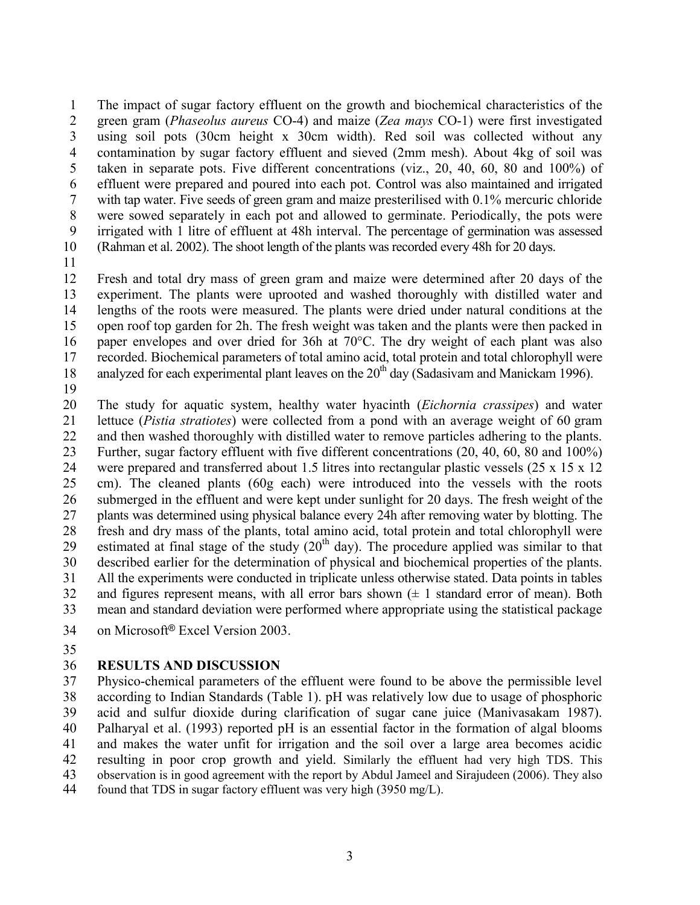The impact of sugar factory effluent on the growth and biochemical characteristics of the green gram (*Phaseolus aureus* CO-4) and maize (*Zea mays* CO-1) were first investigated using soil pots (30cm height x 30cm width). Red soil was collected without any contamination by sugar factory effluent and sieved (2mm mesh). About 4kg of soil was taken in separate pots. Five different concentrations (viz., 20, 40, 60, 80 and 100%) of effluent were prepared and poured into each pot. Control was also maintained and irrigated with tap water. Five seeds of green gram and maize presterilised with 0.1% mercuric chloride were sowed separately in each pot and allowed to germinate. Periodically, the pots were irrigated with 1 litre of effluent at 48h interval. The percentage of germination was assessed (Rahman et al. 2002). The shoot length of the plants was recorded every 48h for 20 days.

Fresh and total dry mass of green gram and maize were determined after 20 days of the experiment. The plants were uprooted and washed thoroughly with distilled water and lengths of the roots were measured. The plants were dried under natural conditions at the open roof top garden for 2h. The fresh weight was taken and the plants were then packed in paper envelopes and over dried for 36h at 70°C. The dry weight of each plant was also recorded. Biochemical parameters of total amino acid, total protein and total chlorophyll were analyzed for each experimental plant leaves on the 20th day (Sadasivam and Manickam 1996).

The study for aquatic system, healthy water hyacinth (*Eichornia crassipes*) and water lettuce (*Pistia stratiotes*) were collected from a pond with an average weight of 60 gram and then washed thoroughly with distilled water to remove particles adhering to the plants. Further, sugar factory effluent with five different concentrations (20, 40, 60, 80 and 100%) were prepared and transferred about 1.5 litres into rectangular plastic vessels (25 x 15 x 12 cm). The cleaned plants (60g each) were introduced into the vessels with the roots submerged in the effluent and were kept under sunlight for 20 days. The fresh weight of the plants was determined using physical balance every 24h after removing water by blotting. The fresh and dry mass of the plants, total amino acid, total protein and total chlorophyll were estimated at final stage of the study (20th day). The procedure applied was similar to that described earlier for the determination of physical and biochemical properties of the plants. All the experiments were conducted in triplicate unless otherwise stated. Data points in tables and figures represent means, with all error bars shown (± 1 standard error of mean). Both mean and standard deviation were performed where appropriate using the statistical package on Microsoft® Excel Version 2003.

## RESULTS AND DISCUSSION

Physico-chemical parameters of the effluent were found to be above the permissible level according to Indian Standards (Table 1). pH was relatively low due to usage of phosphoric acid and sulfur dioxide during clarification of sugar cane juice (Manivasakam 1987). Palharyal et al. (1993) reported pH is an essential factor in the formation of algal blooms and makes the water unfit for irrigation and the soil over a large area becomes acidic resulting in poor crop growth and yield. Similarly the effluent had very high TDS. This observation is in good agreement with the report by Abdul Jameel and Sirajudeen (2006). They also found that TDS in sugar factory effluent was very high (3950 mg/L).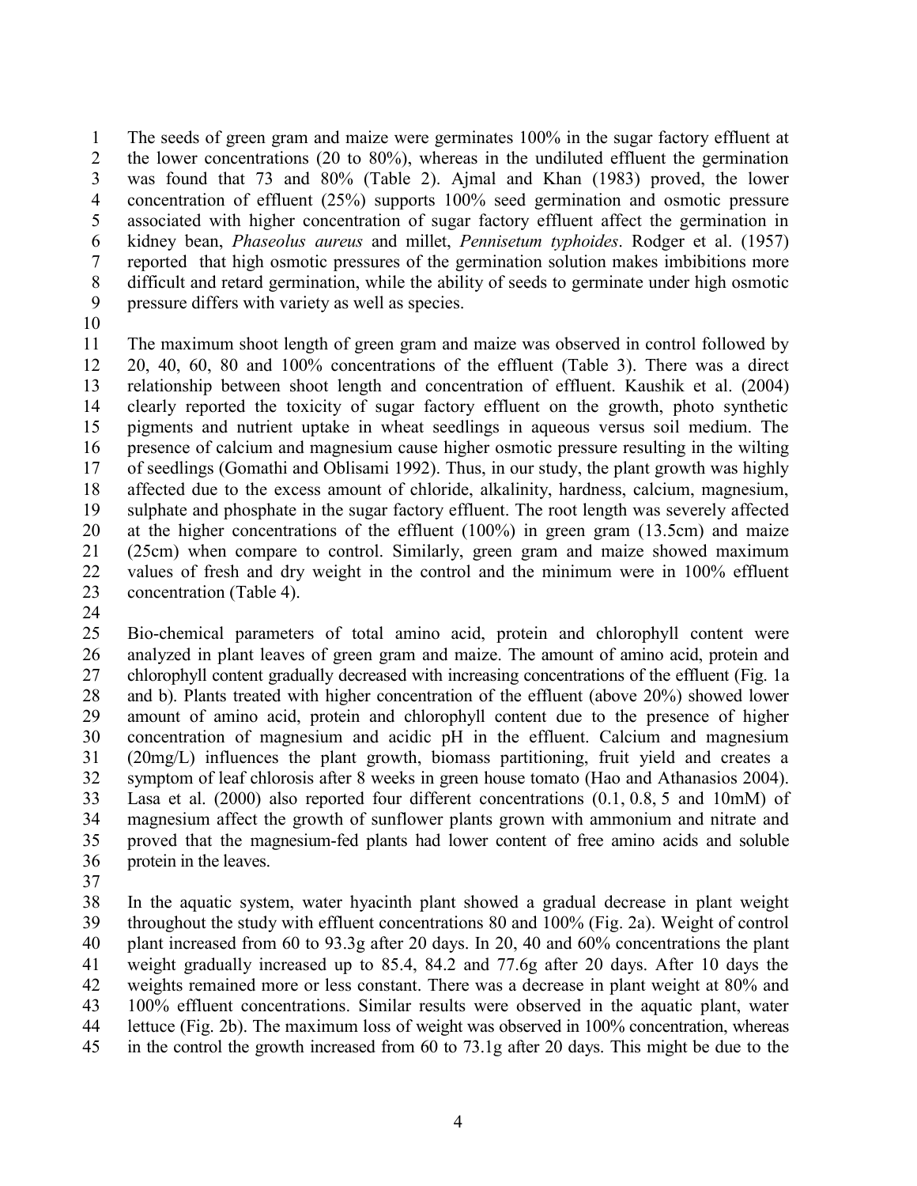The seeds of green gram and maize were germinates 100% in the sugar factory effluent at the lower concentrations (20 to 80%), whereas in the undiluted effluent the germination was found that 73 and 80% (Table 2). Ajmal and Khan (1983) proved, the lower concentration of effluent (25%) supports 100% seed germination and osmotic pressure associated with higher concentration of sugar factory effluent affect the germination in kidney bean, *Phaseolus aureus* and millet, *Pennisetum typhoides*. Rodger et al. (1957) reported that high osmotic pressures of the germination solution makes imbibitions more difficult and retard germination, while the ability of seeds to germinate under high osmotic pressure differs with variety as well as species.

The maximum shoot length of green gram and maize was observed in control followed by 20, 40, 60, 80 and 100% concentrations of the effluent (Table 3). There was a direct relationship between shoot length and concentration of effluent. Kaushik et al. (2004) clearly reported the toxicity of sugar factory effluent on the growth, photo synthetic pigments and nutrient uptake in wheat seedlings in aqueous versus soil medium. The presence of calcium and magnesium cause higher osmotic pressure resulting in the wilting of seedlings (Gomathi and Oblisami 1992). Thus, in our study, the plant growth was highly affected due to the excess amount of chloride, alkalinity, hardness, calcium, magnesium, sulphate and phosphate in the sugar factory effluent. The root length was severely affected at the higher concentrations of the effluent (100%) in green gram (13.5cm) and maize (25cm) when compare to control. Similarly, green gram and maize showed maximum values of fresh and dry weight in the control and the minimum were in 100% effluent concentration (Table 4).

Bio-chemical parameters of total amino acid, protein and chlorophyll content were analyzed in plant leaves of green gram and maize. The amount of amino acid, protein and chlorophyll content gradually decreased with increasing concentrations of the effluent (Fig. 1a and b). Plants treated with higher concentration of the effluent (above 20%) showed lower amount of amino acid, protein and chlorophyll content due to the presence of higher concentration of magnesium and acidic pH in the effluent. Calcium and magnesium (20mg/L) influences the plant growth, biomass partitioning, fruit yield and creates a symptom of leaf chlorosis after 8 weeks in green house tomato (Hao and Athanasios 2004). Lasa et al. (2000) also reported four different concentrations (0.1, 0.8, 5 and 10mM) of magnesium affect the growth of sunflower plants grown with ammonium and nitrate and proved that the magnesium-fed plants had lower content of free amino acids and soluble protein in the leaves.

In the aquatic system, water hyacinth plant showed a gradual decrease in plant weight throughout the study with effluent concentrations 80 and 100% (Fig. 2a). Weight of control plant increased from 60 to 93.3g after 20 days. In 20, 40 and 60% concentrations the plant weight gradually increased up to 85.4, 84.2 and 77.6g after 20 days. After 10 days the weights remained more or less constant. There was a decrease in plant weight at 80% and 100% effluent concentrations. Similar results were observed in the aquatic plant, water lettuce (Fig. 2b). The maximum loss of weight was observed in 100% concentration, whereas in the control the growth increased from 60 to 73.1g after 20 days. This might be due to the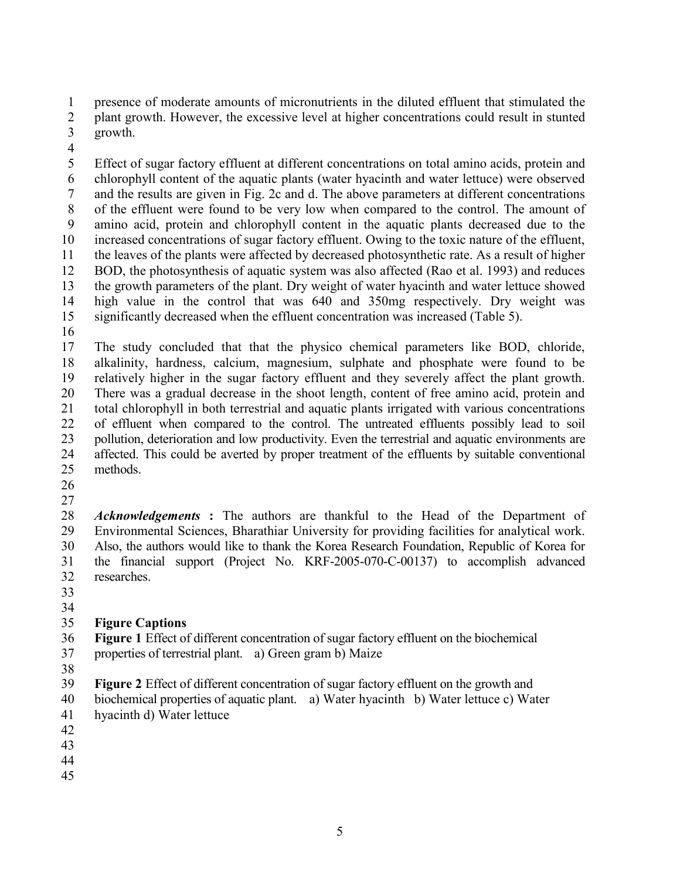presence of moderate amounts of micronutrients in the diluted effluent that stimulated the plant growth. However, the excessive level at higher concentrations could result in stunted growth.

Effect of sugar factory effluent at different concentrations on total amino acids, protein and chlorophyll content of the aquatic plants (water hyacinth and water lettuce) were observed and the results are given in Fig. 2c and d. The above parameters at different concentrations of the effluent were found to be very low when compared to the control. The amount of amino acid, protein and chlorophyll content in the aquatic plants decreased due to the increased concentrations of sugar factory effluent. Owing to the toxic nature of the effluent, the leaves of the plants were affected by decreased photosynthetic rate. As a result of higher BOD, the photosynthesis of aquatic system was also affected (Rao et al. 1993) and reduces the growth parameters of the plant. Dry weight of water hyacinth and water lettuce showed high value in the control that was 640 and 350mg respectively. Dry weight was significantly decreased when the effluent concentration was increased (Table 5).

The study concluded that that the physico chemical parameters like BOD, chloride, alkalinity, hardness, calcium, magnesium, sulphate and phosphate were found to be relatively higher in the sugar factory effluent and they severely affect the plant growth. There was a gradual decrease in the shoot length, content of free amino acid, protein and total chlorophyll in both terrestrial and aquatic plants irrigated with various concentrations of effluent when compared to the control. The untreated effluents possibly lead to soil pollution, deterioration and low productivity. Even the terrestrial and aquatic environments are affected. This could be averted by proper treatment of the effluents by suitable conventional methods.

***Acknowledgements*** **:** The authors are thankful to the Head of the Department of Environmental Sciences, Bharathiar University for providing facilities for analytical work. Also, the authors would like to thank the Korea Research Foundation, Republic of Korea for the financial support (Project No. KRF-2005-070-C-00137) to accomplish advanced researches.

## Figure Captions

**Figure 1** Effect of different concentration of sugar factory effluent on the biochemical properties of terrestrial plant. a) Green gram b) Maize

**Figure 2** Effect of different concentration of sugar factory effluent on the growth and biochemical properties of aquatic plant. a) Water hyacinth b) Water lettuce c) Water hyacinth d) Water lettuce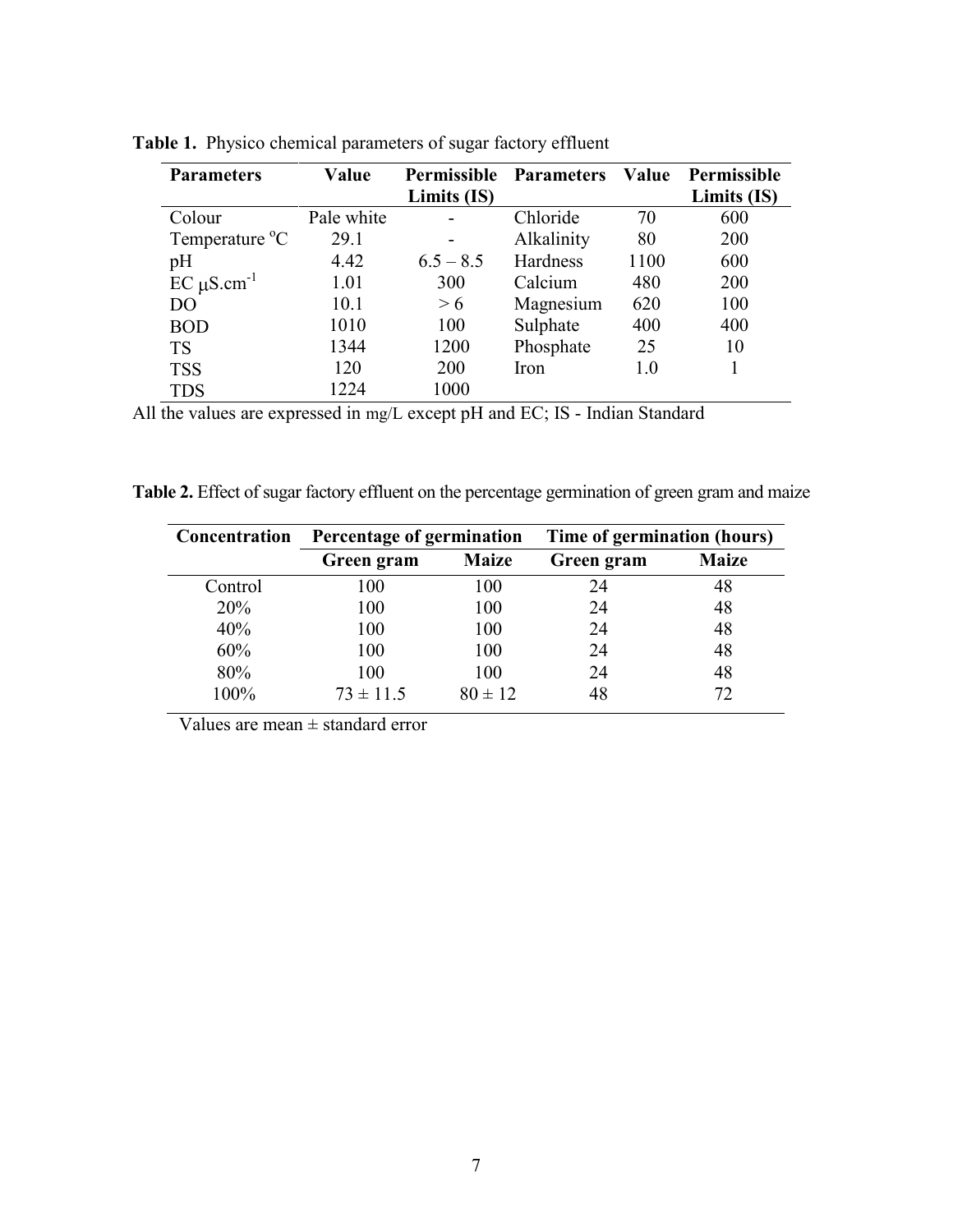**Table 1.** Physico chemical parameters of sugar factory effluent

| Parameters | Value | Permissible Limits (IS) | Parameters | Value | Permissible Limits (IS) |
|---|---|---|---|---|---|
| Colour | Pale white | - | Chloride | 70 | 600 |
| Temperature $^{o}$C | 29.1 | - | Alkalinity | 80 | 200 |
| pH | 4.42 | 6.5 – 8.5 | Hardness | 1100 | 600 |
| EC $\mu$S.cm$^{-1}$ | 1.01 | 300 | Calcium | 480 | 200 |
| DO | 10.1 | > 6 | Magnesium | 620 | 100 |
| BOD | 1010 | 100 | Sulphate | 400 | 400 |
| TS | 1344 | 1200 | Phosphate | 25 | 10 |
| TSS | 120 | 200 | Iron | 1.0 | 1 |
| TDS | 1224 | 1000 | | | |

All the values are expressed in mg/L except pH and EC; IS - Indian Standard

**Table 2.** Effect of sugar factory effluent on the percentage germination of green gram and maize

| Concentration | Percentage of germination | | Time of germination (hours) | |
|---|---|---|---|---|
| | Green gram | Maize | Green gram | Maize |
| Control | 100 | 100 | 24 | 48 |
| 20% | 100 | 100 | 24 | 48 |
| 40% | 100 | 100 | 24 | 48 |
| 60% | 100 | 100 | 24 | 48 |
| 80% | 100 | 100 | 24 | 48 |
| 100% | 73 ± 11.5 | 80 ± 12 | 48 | 72 |

Values are mean ± standard error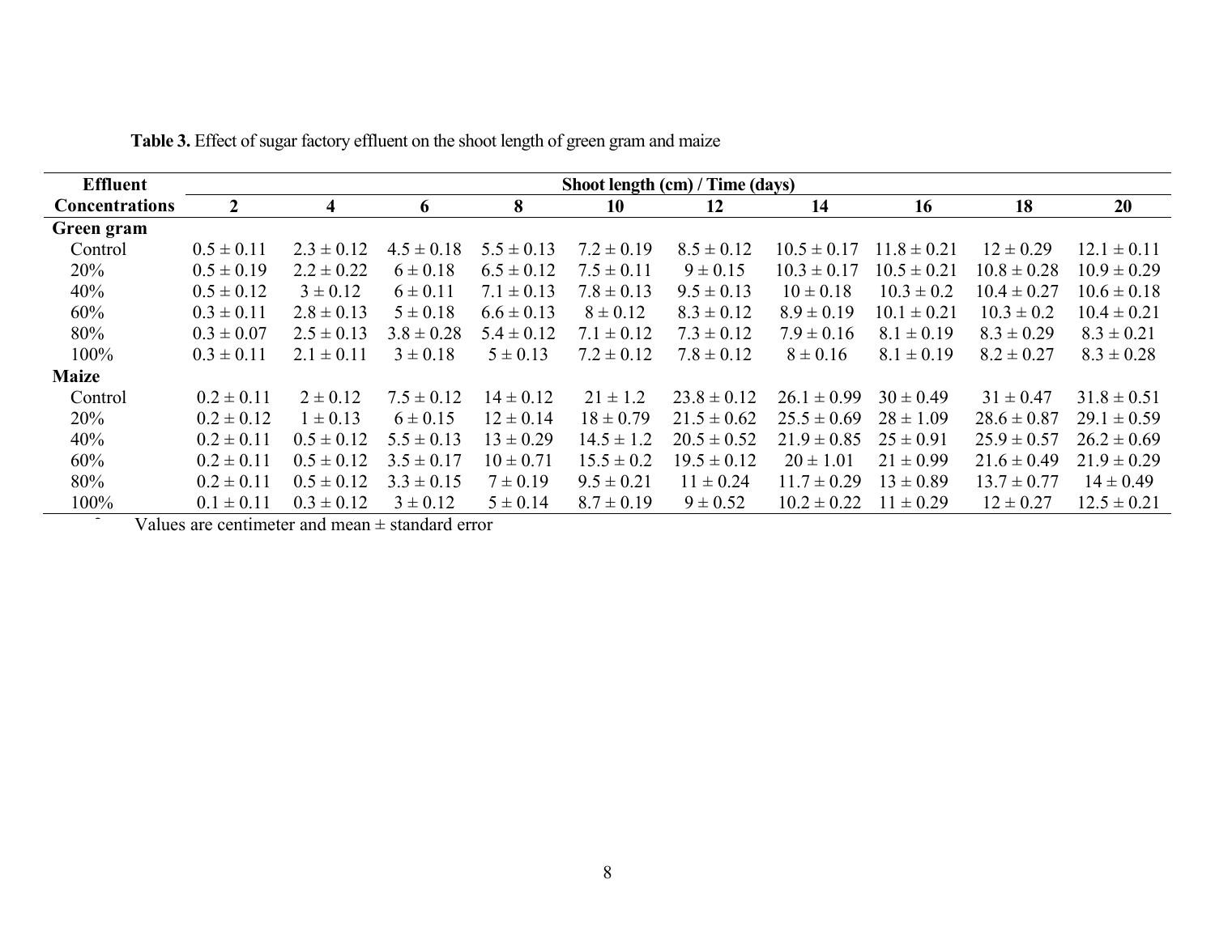**Table 3.** Effect of sugar factory effluent on the shoot length of green gram and maize

| Effluent Concentrations | Shoot length (cm) / Time (days) | | | | | | | | | |
|---|---|---|---|---|---|---|---|---|---|---|
| | 2 | 4 | 6 | 8 | 10 | 12 | 14 | 16 | 18 | 20 |
| **Green gram** | | | | | | | | | | |
| Control | 0.5 ± 0.11 | 2.3 ± 0.12 | 4.5 ± 0.18 | 5.5 ± 0.13 | 7.2 ± 0.19 | 8.5 ± 0.12 | 10.5 ± 0.17 | 11.8 ± 0.21 | 12 ± 0.29 | 12.1 ± 0.11 |
| 20% | 0.5 ± 0.19 | 2.2 ± 0.22 | 6 ± 0.18 | 6.5 ± 0.12 | 7.5 ± 0.11 | 9 ± 0.15 | 10.3 ± 0.17 | 10.5 ± 0.21 | 10.8 ± 0.28 | 10.9 ± 0.29 |
| 40% | 0.5 ± 0.12 | 3 ± 0.12 | 6 ± 0.11 | 7.1 ± 0.13 | 7.8 ± 0.13 | 9.5 ± 0.13 | 10 ± 0.18 | 10.3 ± 0.2 | 10.4 ± 0.27 | 10.6 ± 0.18 |
| 60% | 0.3 ± 0.11 | 2.8 ± 0.13 | 5 ± 0.18 | 6.6 ± 0.13 | 8 ± 0.12 | 8.3 ± 0.12 | 8.9 ± 0.19 | 10.1 ± 0.21 | 10.3 ± 0.2 | 10.4 ± 0.21 |
| 80% | 0.3 ± 0.07 | 2.5 ± 0.13 | 3.8 ± 0.28 | 5.4 ± 0.12 | 7.1 ± 0.12 | 7.3 ± 0.12 | 7.9 ± 0.16 | 8.1 ± 0.19 | 8.3 ± 0.29 | 8.3 ± 0.21 |
| 100% | 0.3 ± 0.11 | 2.1 ± 0.11 | 3 ± 0.18 | 5 ± 0.13 | 7.2 ± 0.12 | 7.8 ± 0.12 | 8 ± 0.16 | 8.1 ± 0.19 | 8.2 ± 0.27 | 8.3 ± 0.28 |
| **Maize** | | | | | | | | | | |
| Control | 0.2 ± 0.11 | 2 ± 0.12 | 7.5 ± 0.12 | 14 ± 0.12 | 21 ± 1.2 | 23.8 ± 0.12 | 26.1 ± 0.99 | 30 ± 0.49 | 31 ± 0.47 | 31.8 ± 0.51 |
| 20% | 0.2 ± 0.12 | 1 ± 0.13 | 6 ± 0.15 | 12 ± 0.14 | 18 ± 0.79 | 21.5 ± 0.62 | 25.5 ± 0.69 | 28 ± 1.09 | 28.6 ± 0.87 | 29.1 ± 0.59 |
| 40% | 0.2 ± 0.11 | 0.5 ± 0.12 | 5.5 ± 0.13 | 13 ± 0.29 | 14.5 ± 1.2 | 20.5 ± 0.52 | 21.9 ± 0.85 | 25 ± 0.91 | 25.9 ± 0.57 | 26.2 ± 0.69 |
| 60% | 0.2 ± 0.11 | 0.5 ± 0.12 | 3.5 ± 0.17 | 10 ± 0.71 | 15.5 ± 0.2 | 19.5 ± 0.12 | 20 ± 1.01 | 21 ± 0.99 | 21.6 ± 0.49 | 21.9 ± 0.29 |
| 80% | 0.2 ± 0.11 | 0.5 ± 0.12 | 3.3 ± 0.15 | 7 ± 0.19 | 9.5 ± 0.21 | 11 ± 0.24 | 11.7 ± 0.29 | 13 ± 0.89 | 13.7 ± 0.77 | 14 ± 0.49 |
| 100% | 0.1 ± 0.11 | 0.3 ± 0.12 | 3 ± 0.12 | 5 ± 0.14 | 8.7 ± 0.19 | 9 ± 0.52 | 10.2 ± 0.22 | 11 ± 0.29 | 12 ± 0.27 | 12.5 ± 0.21 |

Values are centimeter and mean ± standard error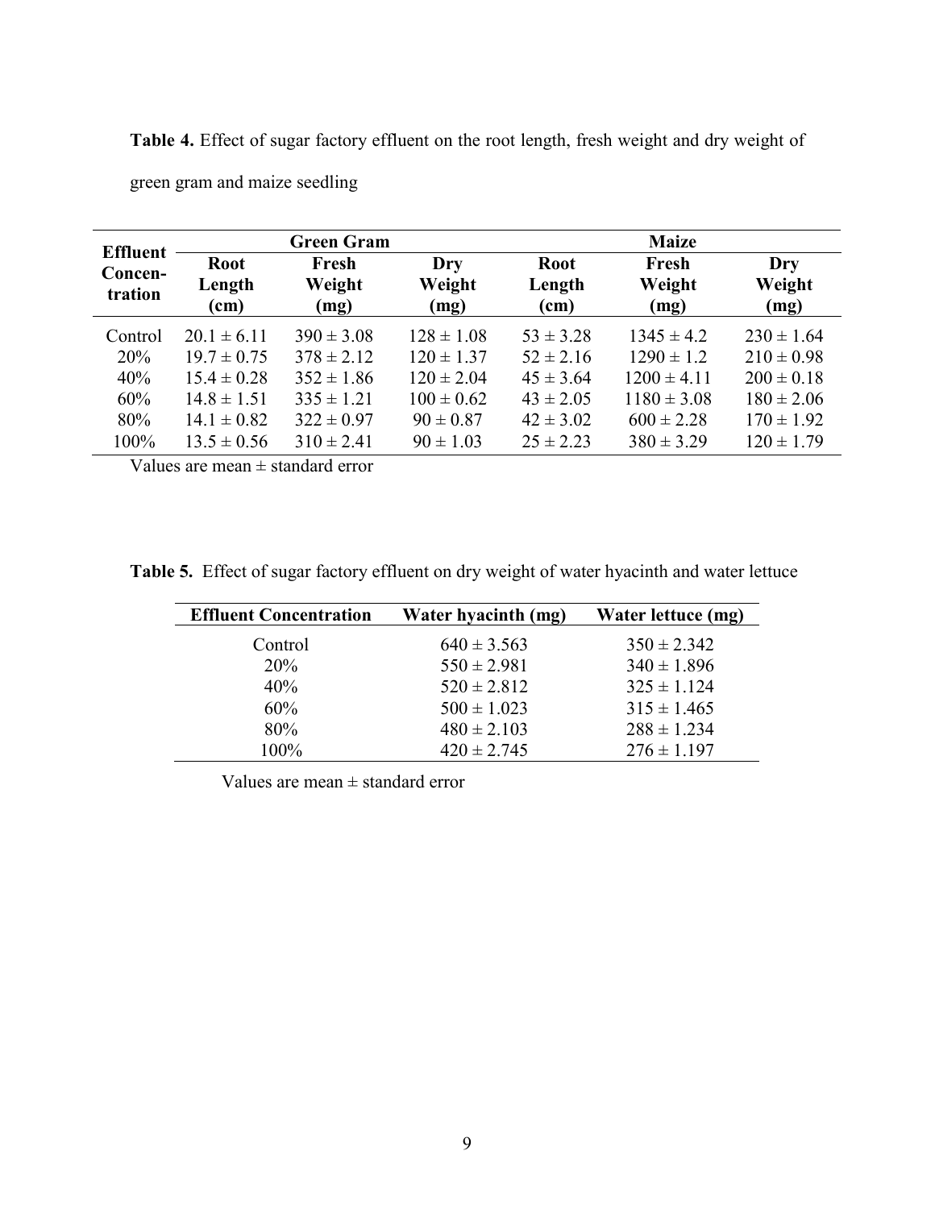**Table 4.** Effect of sugar factory effluent on the root length, fresh weight and dry weight of green gram and maize seedling

| Effluent Concentration | Green Gram | | | Maize | | |
|---|---|---|---|---|---|---|
| | Root Length (cm) | Fresh Weight (mg) | Dry Weight (mg) | Root Length (cm) | Fresh Weight (mg) | Dry Weight (mg) |
| Control | 20.1 ± 6.11 | 390 ± 3.08 | 128 ± 1.08 | 53 ± 3.28 | 1345 ± 4.2 | 230 ± 1.64 |
| 20% | 19.7 ± 0.75 | 378 ± 2.12 | 120 ± 1.37 | 52 ± 2.16 | 1290 ± 1.2 | 210 ± 0.98 |
| 40% | 15.4 ± 0.28 | 352 ± 1.86 | 120 ± 2.04 | 45 ± 3.64 | 1200 ± 4.11 | 200 ± 0.18 |
| 60% | 14.8 ± 1.51 | 335 ± 1.21 | 100 ± 0.62 | 43 ± 2.05 | 1180 ± 3.08 | 180 ± 2.06 |
| 80% | 14.1 ± 0.82 | 322 ± 0.97 | 90 ± 0.87 | 42 ± 3.02 | 600 ± 2.28 | 170 ± 1.92 |
| 100% | 13.5 ± 0.56 | 310 ± 2.41 | 90 ± 1.03 | 25 ± 2.23 | 380 ± 3.29 | 120 ± 1.79 |

Values are mean ± standard error

**Table 5.** Effect of sugar factory effluent on dry weight of water hyacinth and water lettuce

| Effluent Concentration | Water hyacinth (mg) | Water lettuce (mg) |
|---|---|---|
| Control | 640 ± 3.563 | 350 ± 2.342 |
| 20% | 550 ± 2.981 | 340 ± 1.896 |
| 40% | 520 ± 2.812 | 325 ± 1.124 |
| 60% | 500 ± 1.023 | 315 ± 1.465 |
| 80% | 480 ± 2.103 | 288 ± 1.234 |
| 100% | 420 ± 2.745 | 276 ± 1.197 |

Values are mean ± standard error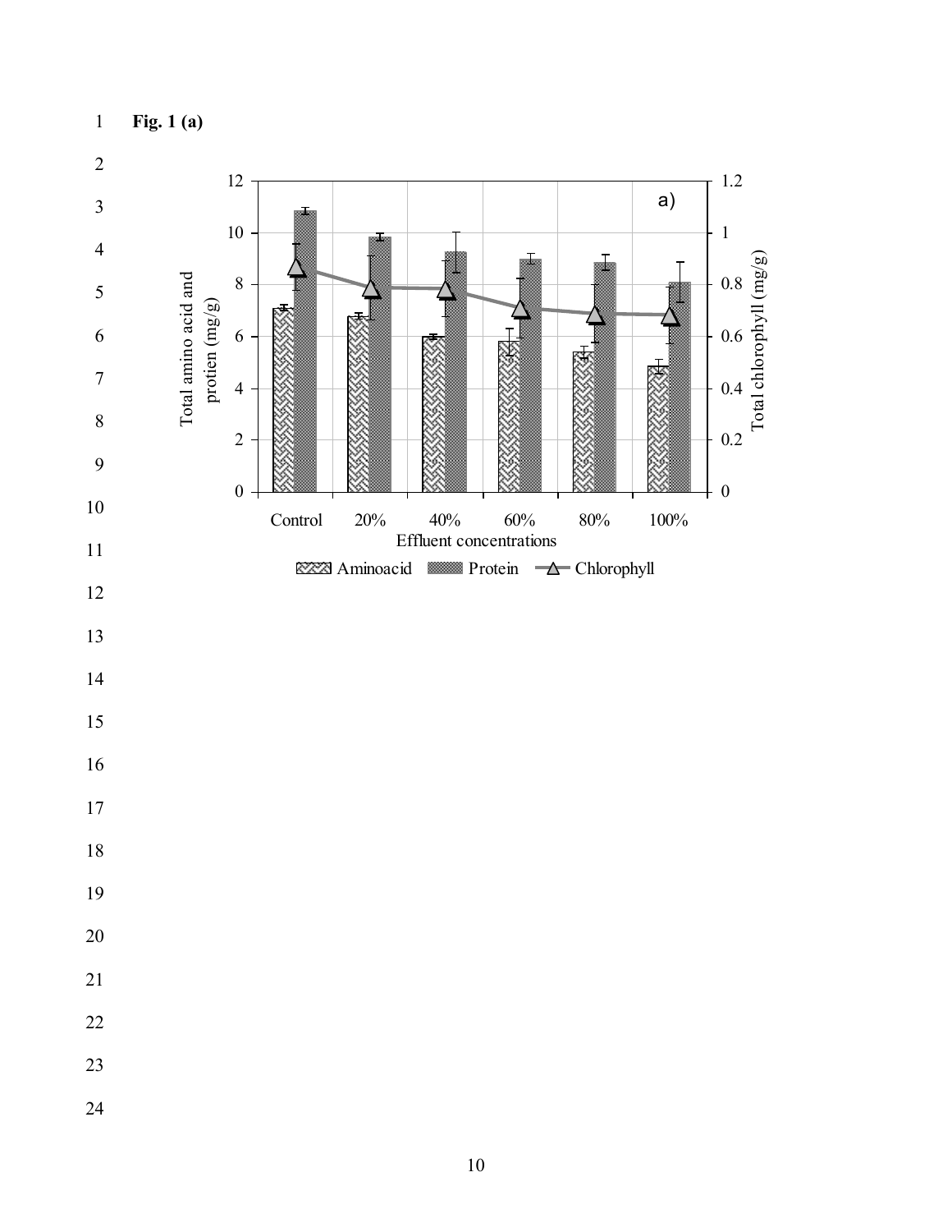**Fig. 1 (a)**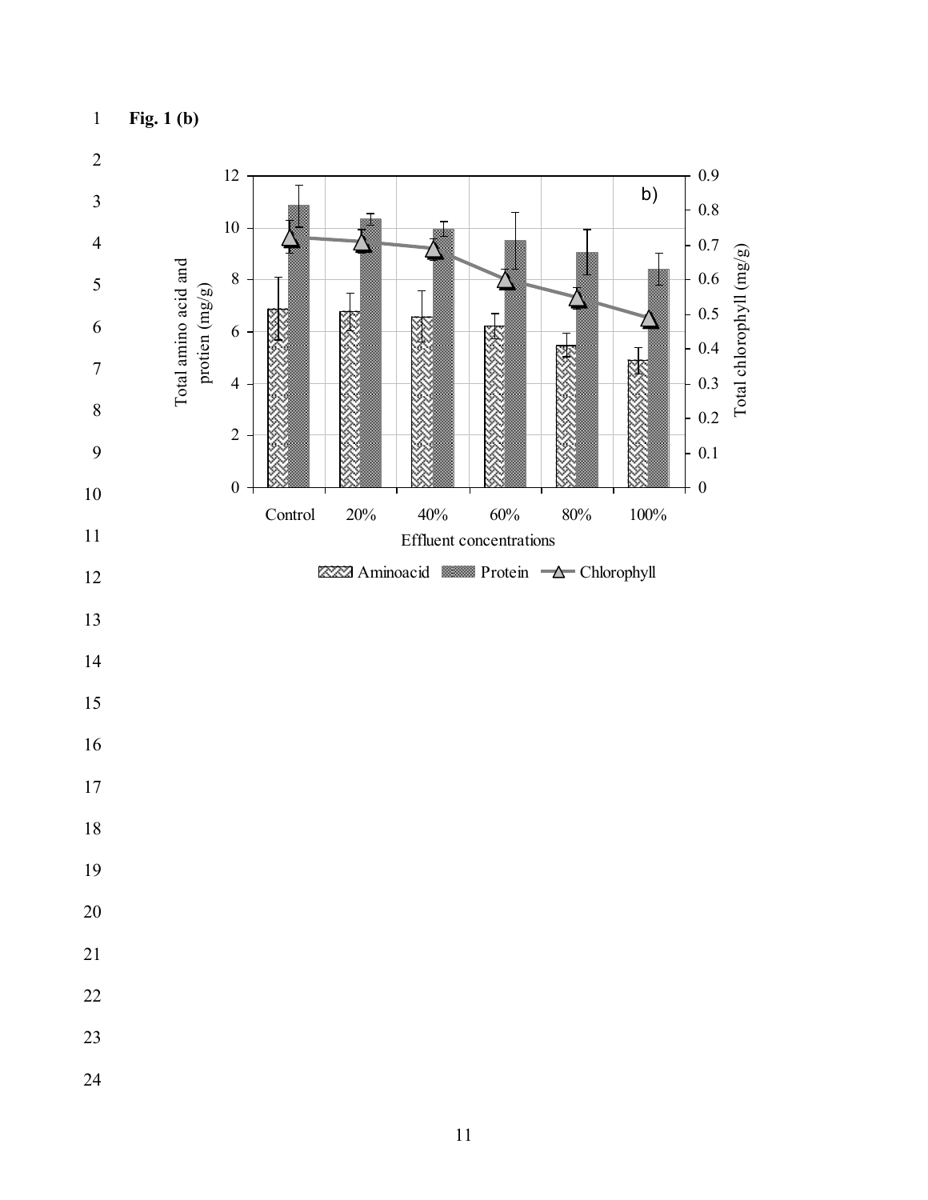**Fig. 1 (b)**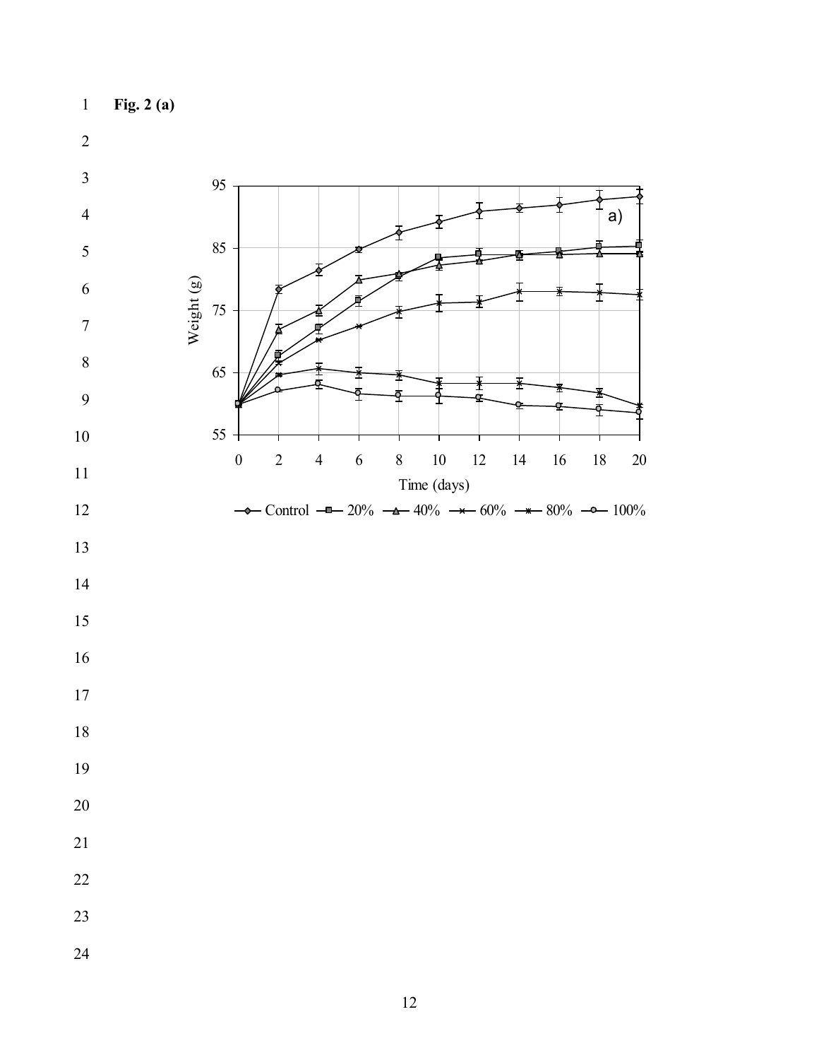**Fig. 2 (a)**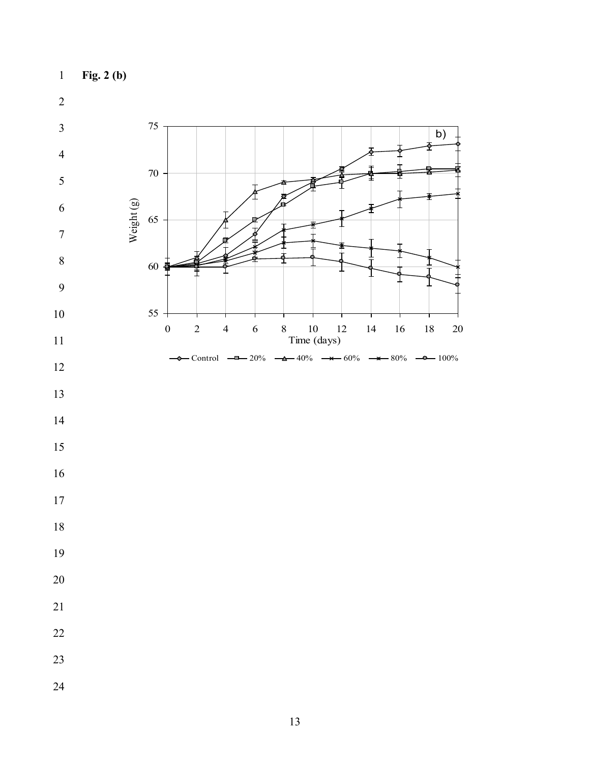**Fig. 2 (b)**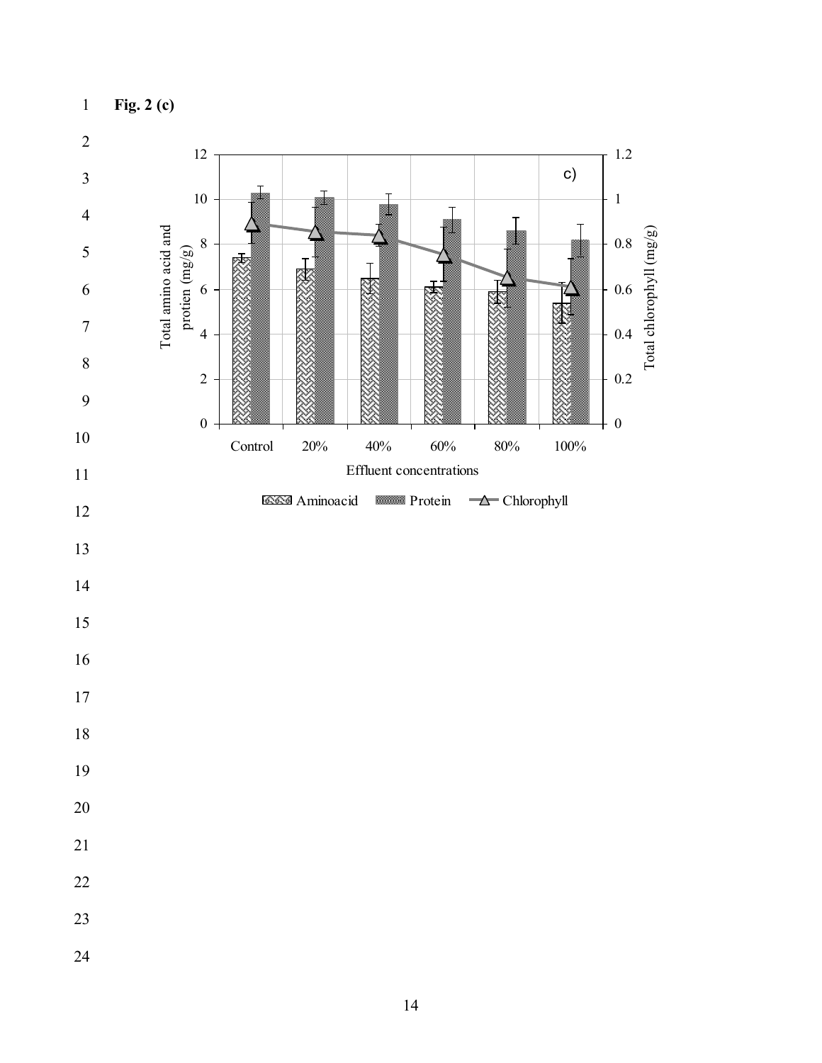**Fig. 2 (c)**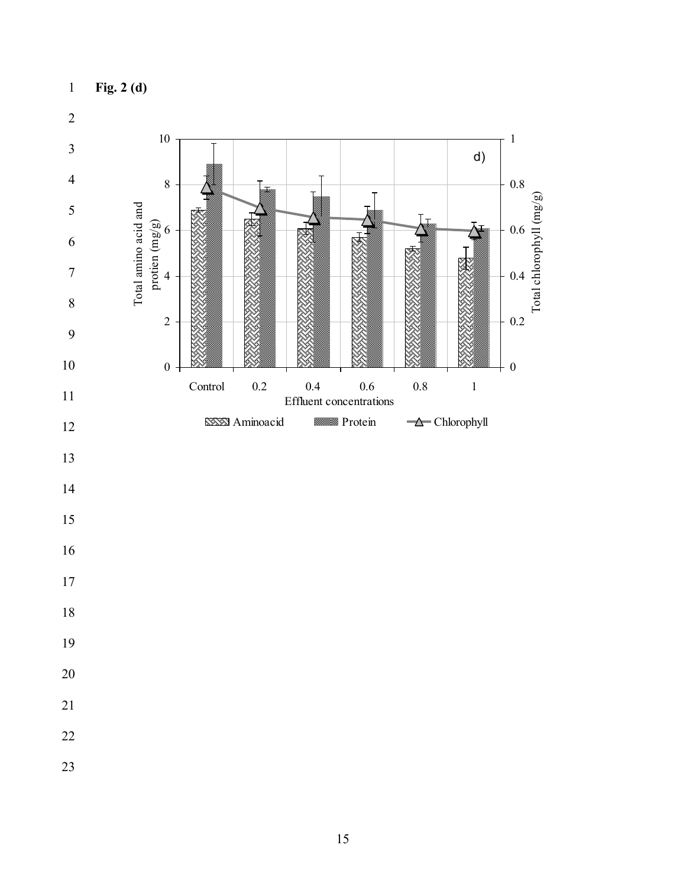**Fig. 2 (d)**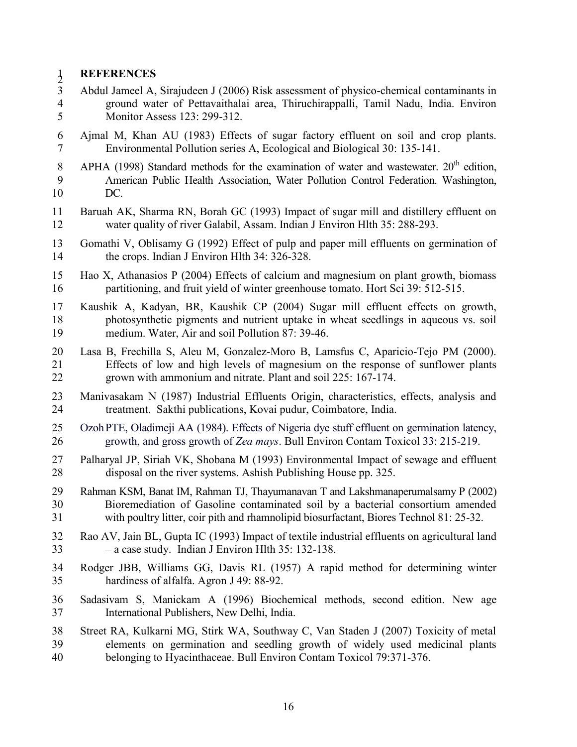## REFERENCES

Abdul Jameel A, Sirajudeen J (2006) Risk assessment of physico-chemical contaminants in ground water of Pettavaithalai area, Thiruchirappalli, Tamil Nadu, India. Environ Monitor Assess 123: 299-312.

Ajmal M, Khan AU (1983) Effects of sugar factory effluent on soil and crop plants. Environmental Pollution series A, Ecological and Biological 30: 135-141.

APHA (1998) Standard methods for the examination of water and wastewater. 20th edition, American Public Health Association, Water Pollution Control Federation. Washington, DC.

Baruah AK, Sharma RN, Borah GC (1993) Impact of sugar mill and distillery effluent on water quality of river Galabil, Assam. Indian J Environ Hlth 35: 288-293.

Gomathi V, Oblisamy G (1992) Effect of pulp and paper mill effluents on germination of the crops. Indian J Environ Hlth 34: 326-328.

Hao X, Athanasios P (2004) Effects of calcium and magnesium on plant growth, biomass partitioning, and fruit yield of winter greenhouse tomato. Hort Sci 39: 512-515.

Kaushik A, Kadyan, BR, Kaushik CP (2004) Sugar mill effluent effects on growth, photosynthetic pigments and nutrient uptake in wheat seedlings in aqueous vs. soil medium. Water, Air and soil Pollution 87: 39-46.

Lasa B, Frechilla S, Aleu M, Gonzalez-Moro B, Lamsfus C, Aparicio-Tejo PM (2000). Effects of low and high levels of magnesium on the response of sunflower plants grown with ammonium and nitrate. Plant and soil 225: 167-174.

Manivasakam N (1987) Industrial Effluents Origin, characteristics, effects, analysis and treatment. Sakthi publications, Kovai pudur, Coimbatore, India.

Ozoh PTE, Oladimeji AA (1984). Effects of Nigeria dye stuff effluent on germination latency, growth, and gross growth of *Zea mays*. Bull Environ Contam Toxicol 33: 215-219.

Palharyal JP, Siriah VK, Shobana M (1993) Environmental Impact of sewage and effluent disposal on the river systems. Ashish Publishing House pp. 325.

Rahman KSM, Banat IM, Rahman TJ, Thayumanavan T and Lakshmanaperumalsamy P (2002) Bioremediation of Gasoline contaminated soil by a bacterial consortium amended with poultry litter, coir pith and rhamnolipid biosurfactant, Biores Technol 81: 25-32.

Rao AV, Jain BL, Gupta IC (1993) Impact of textile industrial effluents on agricultural land – a case study. Indian J Environ Hlth 35: 132-138.

Rodger JBB, Williams GG, Davis RL (1957) A rapid method for determining winter hardiness of alfalfa. Agron J 49: 88-92.

Sadasivam S, Manickam A (1996) Biochemical methods, second edition. New age International Publishers, New Delhi, India.

Street RA, Kulkarni MG, Stirk WA, Southway C, Van Staden J (2007) Toxicity of metal elements on germination and seedling growth of widely used medicinal plants belonging to Hyacinthaceae. Bull Environ Contam Toxicol 79:371-376.